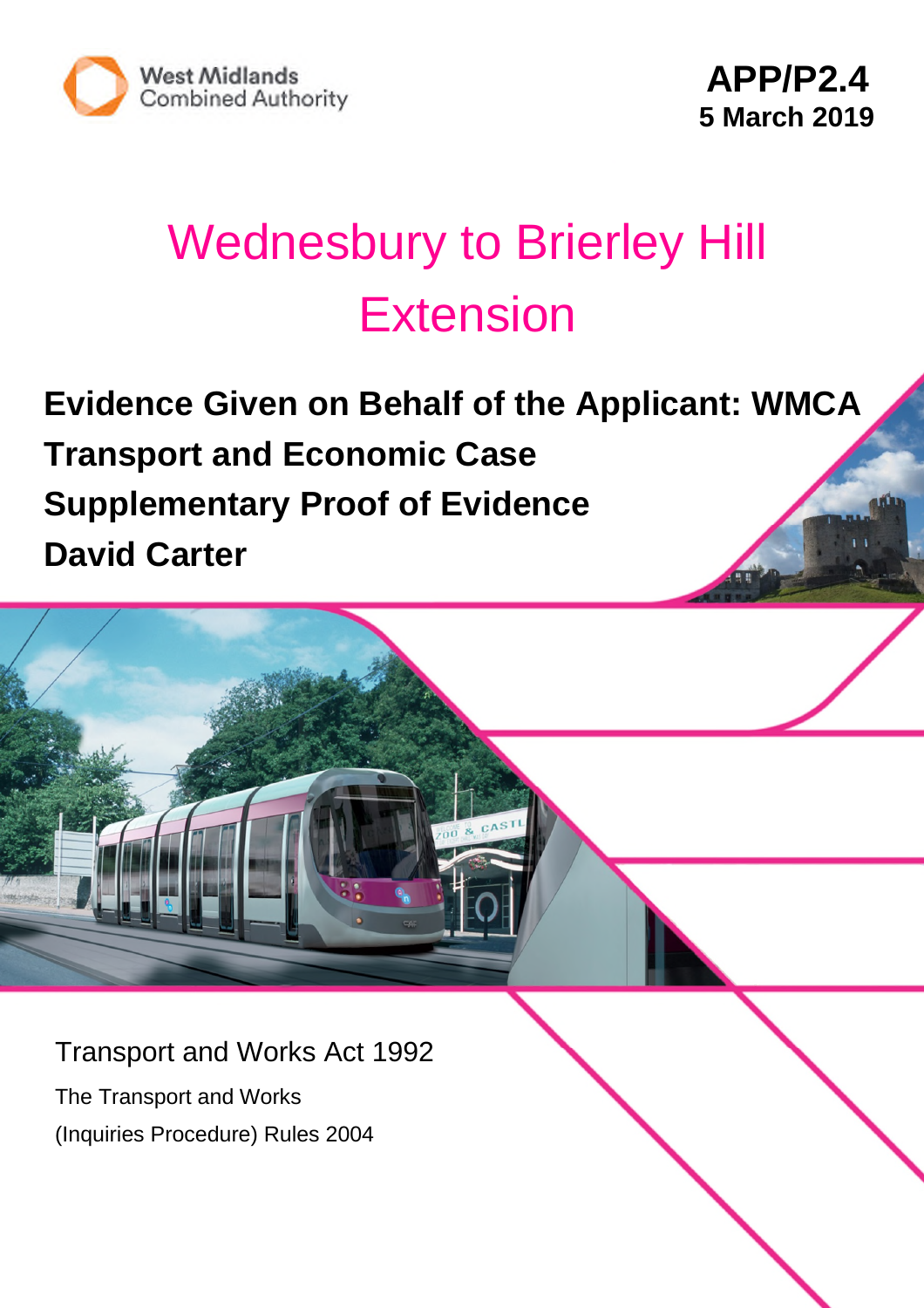West Midlands Combined Authority

**APP/P2.4**
**5 March 2019**

# Wednesbury to Brierley Hill Extension

**Evidence Given on Behalf of the Applicant: WMCA**

**Transport and Economic Case**

**Supplementary Proof of Evidence**

**David Carter**

Transport and Works Act 1992

The Transport and Works

(Inquiries Procedure) Rules 2004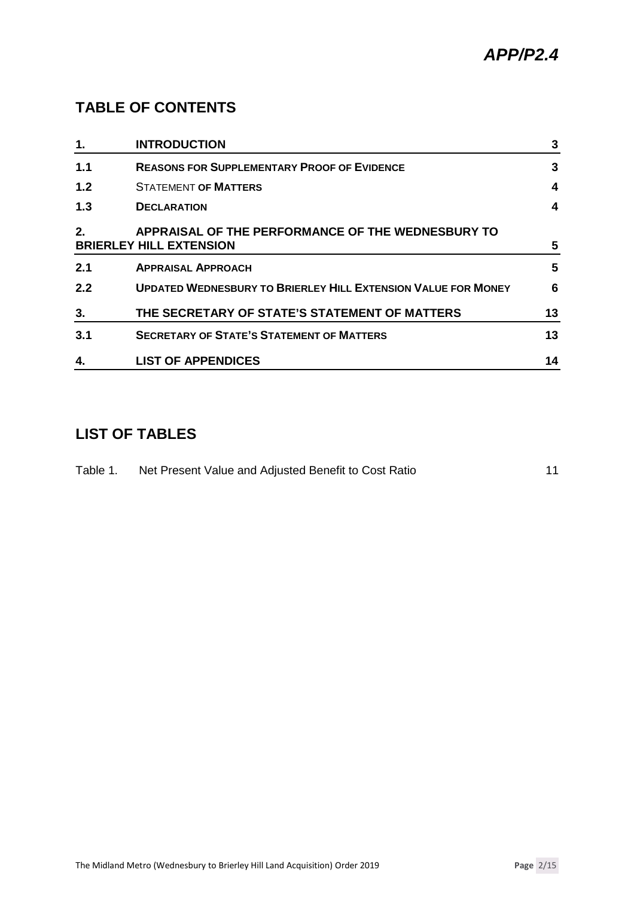*APP/P2.4*

## TABLE OF CONTENTS

| | | |
|---|---|---|
| **1.** | **INTRODUCTION** | **3** |
| **1.1** | **REASONS FOR SUPPLEMENTARY PROOF OF EVIDENCE** | **3** |
| **1.2** | STATEMENT **OF MATTERS** | **4** |
| **1.3** | **DECLARATION** | **4** |
| **2.** | **APPRAISAL OF THE PERFORMANCE OF THE WEDNESBURY TO BRIERLEY HILL EXTENSION** | **5** |
| **2.1** | **APPRAISAL APPROACH** | **5** |
| **2.2** | **UPDATED WEDNESBURY TO BRIERLEY HILL EXTENSION VALUE FOR MONEY** | **6** |
| **3.** | **THE SECRETARY OF STATE'S STATEMENT OF MATTERS** | **13** |
| **3.1** | **SECRETARY OF STATE'S STATEMENT OF MATTERS** | **13** |
| **4.** | **LIST OF APPENDICES** | **14** |

## LIST OF TABLES

| | | |
|---|---|---|
| Table 1. | Net Present Value and Adjusted Benefit to Cost Ratio | 11 |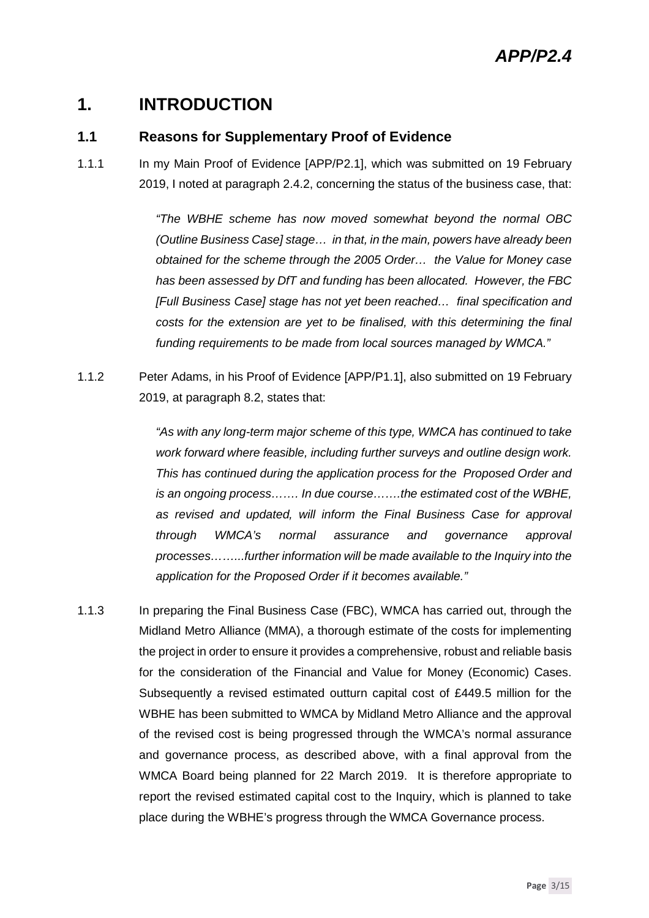APP/P2.4

# 1. INTRODUCTION

## 1.1 Reasons for Supplementary Proof of Evidence

1.1.1 In my Main Proof of Evidence [APP/P2.1], which was submitted on 19 February 2019, I noted at paragraph 2.4.2, concerning the status of the business case, that:

> *"The WBHE scheme has now moved somewhat beyond the normal OBC (Outline Business Case] stage… in that, in the main, powers have already been obtained for the scheme through the 2005 Order… the Value for Money case has been assessed by DfT and funding has been allocated. However, the FBC [Full Business Case] stage has not yet been reached… final specification and costs for the extension are yet to be finalised, with this determining the final funding requirements to be made from local sources managed by WMCA."*

1.1.2 Peter Adams, in his Proof of Evidence [APP/P1.1], also submitted on 19 February 2019, at paragraph 8.2, states that:

> *"As with any long-term major scheme of this type, WMCA has continued to take work forward where feasible, including further surveys and outline design work. This has continued during the application process for the Proposed Order and is an ongoing process……. In due course…….the estimated cost of the WBHE, as revised and updated, will inform the Final Business Case for approval through WMCA's normal assurance and governance approval processes……...further information will be made available to the Inquiry into the application for the Proposed Order if it becomes available."*

1.1.3 In preparing the Final Business Case (FBC), WMCA has carried out, through the Midland Metro Alliance (MMA), a thorough estimate of the costs for implementing the project in order to ensure it provides a comprehensive, robust and reliable basis for the consideration of the Financial and Value for Money (Economic) Cases. Subsequently a revised estimated outturn capital cost of £449.5 million for the WBHE has been submitted to WMCA by Midland Metro Alliance and the approval of the revised cost is being progressed through the WMCA's normal assurance and governance process, as described above, with a final approval from the WMCA Board being planned for 22 March 2019. It is therefore appropriate to report the revised estimated capital cost to the Inquiry, which is planned to take place during the WBHE's progress through the WMCA Governance process.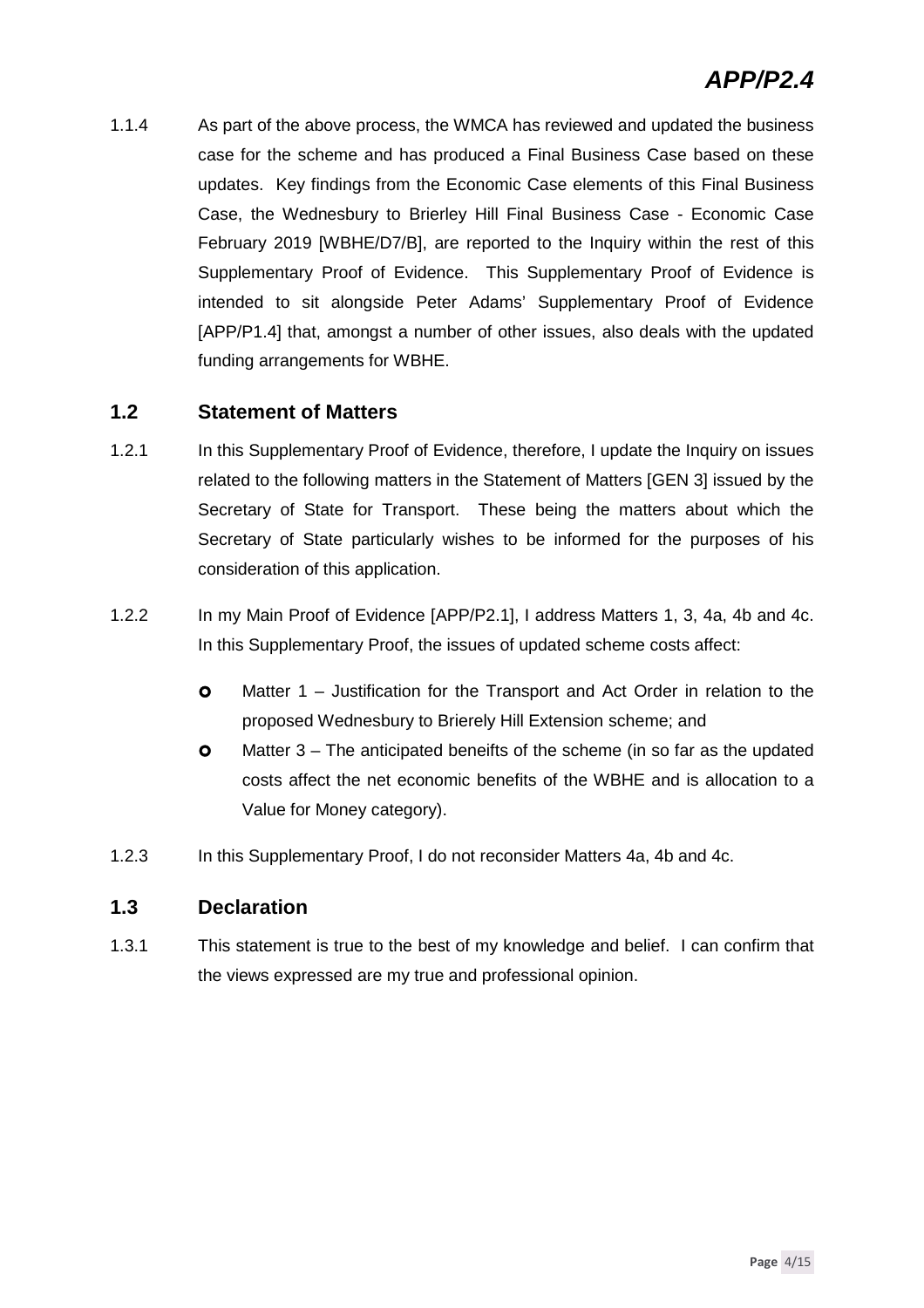1.1.4 As part of the above process, the WMCA has reviewed and updated the business case for the scheme and has produced a Final Business Case based on these updates. Key findings from the Economic Case elements of this Final Business Case, the Wednesbury to Brierley Hill Final Business Case - Economic Case February 2019 [WBHE/D7/B], are reported to the Inquiry within the rest of this Supplementary Proof of Evidence. This Supplementary Proof of Evidence is intended to sit alongside Peter Adams' Supplementary Proof of Evidence [APP/P1.4] that, amongst a number of other issues, also deals with the updated funding arrangements for WBHE.

## 1.2 Statement of Matters

1.2.1 In this Supplementary Proof of Evidence, therefore, I update the Inquiry on issues related to the following matters in the Statement of Matters [GEN 3] issued by the Secretary of State for Transport. These being the matters about which the Secretary of State particularly wishes to be informed for the purposes of his consideration of this application.

1.2.2 In my Main Proof of Evidence [APP/P2.1], I address Matters 1, 3, 4a, 4b and 4c. In this Supplementary Proof, the issues of updated scheme costs affect:

- Matter 1 – Justification for the Transport and Act Order in relation to the proposed Wednesbury to Brierely Hill Extension scheme; and
- Matter 3 – The anticipated beneifts of the scheme (in so far as the updated costs affect the net economic benefits of the WBHE and is allocation to a Value for Money category).

1.2.3 In this Supplementary Proof, I do not reconsider Matters 4a, 4b and 4c.

## 1.3 Declaration

1.3.1 This statement is true to the best of my knowledge and belief. I can confirm that the views expressed are my true and professional opinion.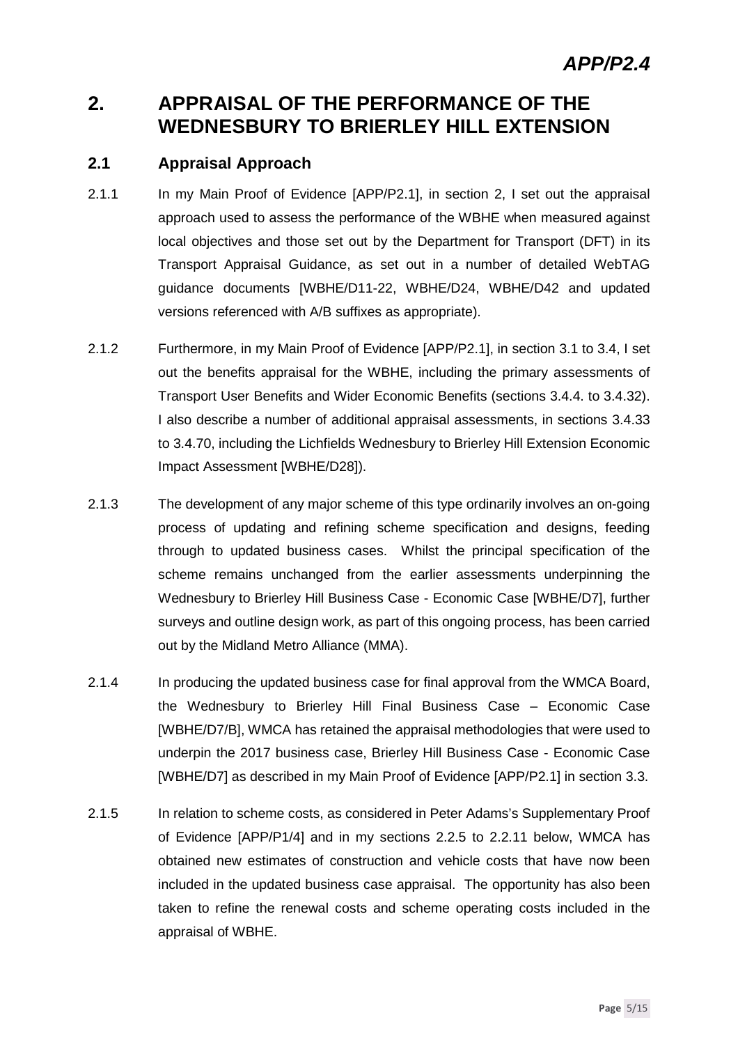## 2. APPRAISAL OF THE PERFORMANCE OF THE WEDNESBURY TO BRIERLEY HILL EXTENSION

### 2.1 Appraisal Approach

2.1.1 In my Main Proof of Evidence [APP/P2.1], in section 2, I set out the appraisal approach used to assess the performance of the WBHE when measured against local objectives and those set out by the Department for Transport (DFT) in its Transport Appraisal Guidance, as set out in a number of detailed WebTAG guidance documents [WBHE/D11-22, WBHE/D24, WBHE/D42 and updated versions referenced with A/B suffixes as appropriate).

2.1.2 Furthermore, in my Main Proof of Evidence [APP/P2.1], in section 3.1 to 3.4, I set out the benefits appraisal for the WBHE, including the primary assessments of Transport User Benefits and Wider Economic Benefits (sections 3.4.4. to 3.4.32). I also describe a number of additional appraisal assessments, in sections 3.4.33 to 3.4.70, including the Lichfields Wednesbury to Brierley Hill Extension Economic Impact Assessment [WBHE/D28]).

2.1.3 The development of any major scheme of this type ordinarily involves an on-going process of updating and refining scheme specification and designs, feeding through to updated business cases. Whilst the principal specification of the scheme remains unchanged from the earlier assessments underpinning the Wednesbury to Brierley Hill Business Case - Economic Case [WBHE/D7], further surveys and outline design work, as part of this ongoing process, has been carried out by the Midland Metro Alliance (MMA).

2.1.4 In producing the updated business case for final approval from the WMCA Board, the Wednesbury to Brierley Hill Final Business Case – Economic Case [WBHE/D7/B], WMCA has retained the appraisal methodologies that were used to underpin the 2017 business case, Brierley Hill Business Case - Economic Case [WBHE/D7] as described in my Main Proof of Evidence [APP/P2.1] in section 3.3.

2.1.5 In relation to scheme costs, as considered in Peter Adams's Supplementary Proof of Evidence [APP/P1/4] and in my sections 2.2.5 to 2.2.11 below, WMCA has obtained new estimates of construction and vehicle costs that have now been included in the updated business case appraisal. The opportunity has also been taken to refine the renewal costs and scheme operating costs included in the appraisal of WBHE.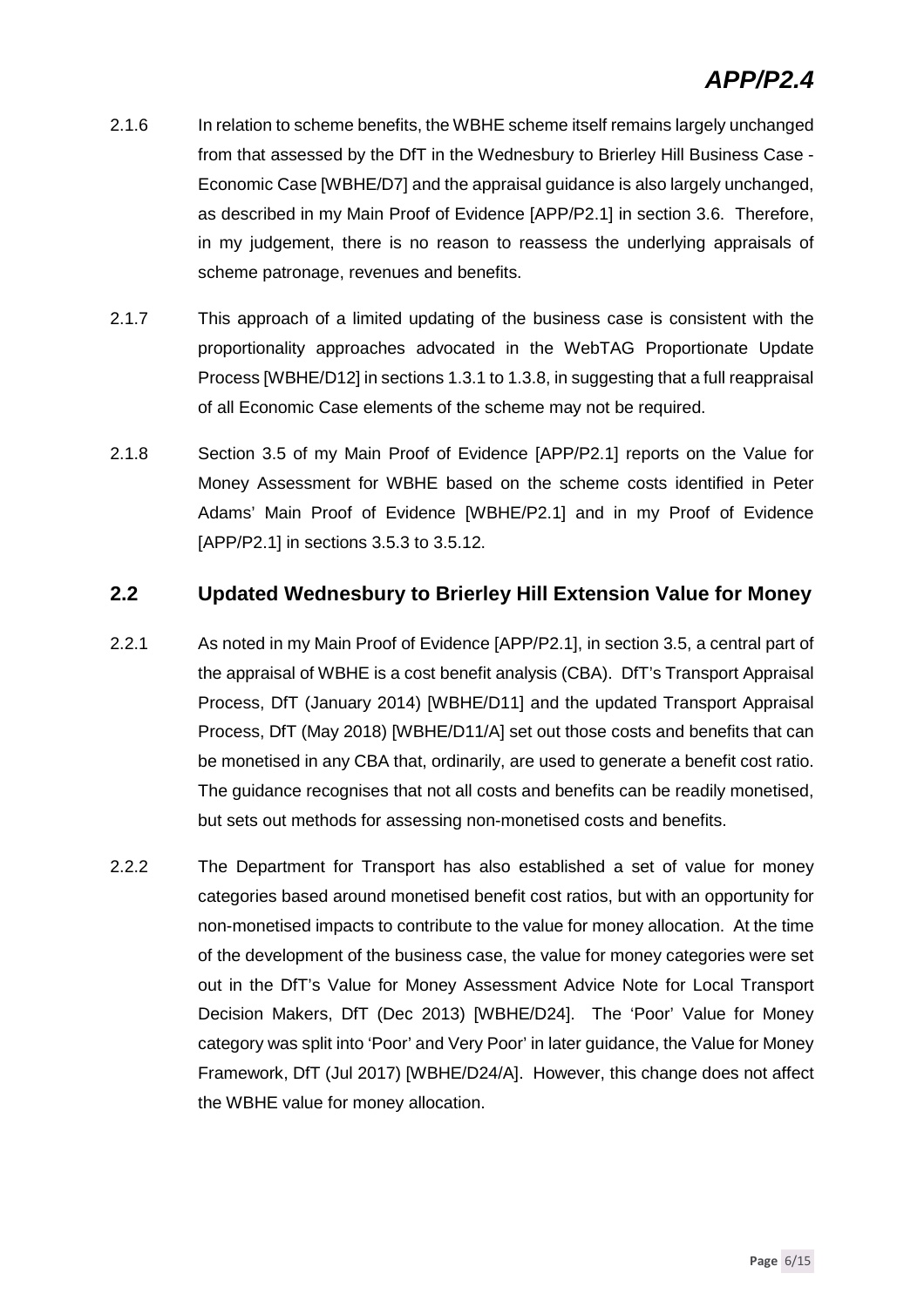2.1.6 In relation to scheme benefits, the WBHE scheme itself remains largely unchanged from that assessed by the DfT in the Wednesbury to Brierley Hill Business Case - Economic Case [WBHE/D7] and the appraisal guidance is also largely unchanged, as described in my Main Proof of Evidence [APP/P2.1] in section 3.6. Therefore, in my judgement, there is no reason to reassess the underlying appraisals of scheme patronage, revenues and benefits.

2.1.7 This approach of a limited updating of the business case is consistent with the proportionality approaches advocated in the WebTAG Proportionate Update Process [WBHE/D12] in sections 1.3.1 to 1.3.8, in suggesting that a full reappraisal of all Economic Case elements of the scheme may not be required.

2.1.8 Section 3.5 of my Main Proof of Evidence [APP/P2.1] reports on the Value for Money Assessment for WBHE based on the scheme costs identified in Peter Adams' Main Proof of Evidence [WBHE/P2.1] and in my Proof of Evidence [APP/P2.1] in sections 3.5.3 to 3.5.12.

## 2.2 Updated Wednesbury to Brierley Hill Extension Value for Money

2.2.1 As noted in my Main Proof of Evidence [APP/P2.1], in section 3.5, a central part of the appraisal of WBHE is a cost benefit analysis (CBA). DfT's Transport Appraisal Process, DfT (January 2014) [WBHE/D11] and the updated Transport Appraisal Process, DfT (May 2018) [WBHE/D11/A] set out those costs and benefits that can be monetised in any CBA that, ordinarily, are used to generate a benefit cost ratio. The guidance recognises that not all costs and benefits can be readily monetised, but sets out methods for assessing non-monetised costs and benefits.

2.2.2 The Department for Transport has also established a set of value for money categories based around monetised benefit cost ratios, but with an opportunity for non-monetised impacts to contribute to the value for money allocation. At the time of the development of the business case, the value for money categories were set out in the DfT's Value for Money Assessment Advice Note for Local Transport Decision Makers, DfT (Dec 2013) [WBHE/D24]. The 'Poor' Value for Money category was split into 'Poor' and Very Poor' in later guidance, the Value for Money Framework, DfT (Jul 2017) [WBHE/D24/A]. However, this change does not affect the WBHE value for money allocation.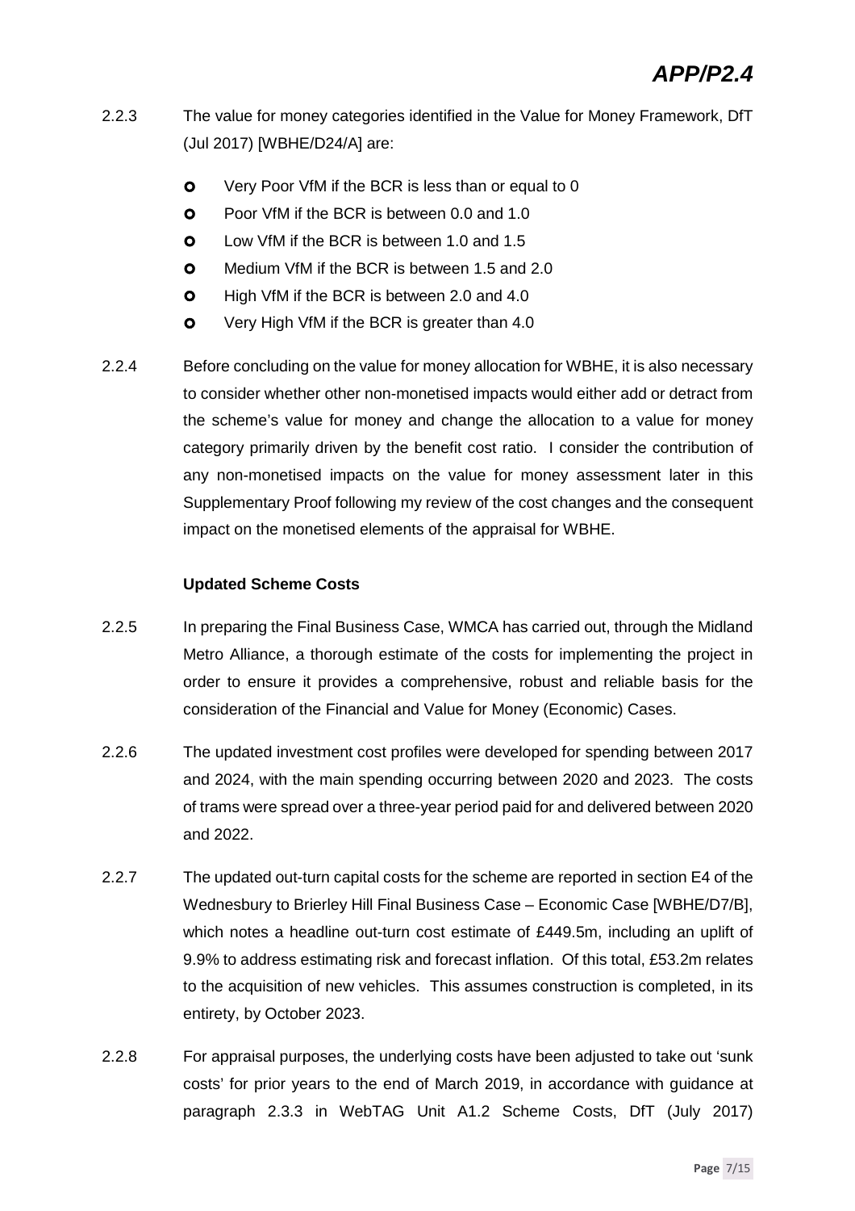2.2.3 The value for money categories identified in the Value for Money Framework, DfT (Jul 2017) [WBHE/D24/A] are:

- Very Poor VfM if the BCR is less than or equal to 0
- Poor VfM if the BCR is between 0.0 and 1.0
- Low VfM if the BCR is between 1.0 and 1.5
- Medium VfM if the BCR is between 1.5 and 2.0
- High VfM if the BCR is between 2.0 and 4.0
- Very High VfM if the BCR is greater than 4.0

2.2.4 Before concluding on the value for money allocation for WBHE, it is also necessary to consider whether other non-monetised impacts would either add or detract from the scheme's value for money and change the allocation to a value for money category primarily driven by the benefit cost ratio. I consider the contribution of any non-monetised impacts on the value for money assessment later in this Supplementary Proof following my review of the cost changes and the consequent impact on the monetised elements of the appraisal for WBHE.

**Updated Scheme Costs**

2.2.5 In preparing the Final Business Case, WMCA has carried out, through the Midland Metro Alliance, a thorough estimate of the costs for implementing the project in order to ensure it provides a comprehensive, robust and reliable basis for the consideration of the Financial and Value for Money (Economic) Cases.

2.2.6 The updated investment cost profiles were developed for spending between 2017 and 2024, with the main spending occurring between 2020 and 2023. The costs of trams were spread over a three-year period paid for and delivered between 2020 and 2022.

2.2.7 The updated out-turn capital costs for the scheme are reported in section E4 of the Wednesbury to Brierley Hill Final Business Case – Economic Case [WBHE/D7/B], which notes a headline out-turn cost estimate of £449.5m, including an uplift of 9.9% to address estimating risk and forecast inflation. Of this total, £53.2m relates to the acquisition of new vehicles. This assumes construction is completed, in its entirety, by October 2023.

2.2.8 For appraisal purposes, the underlying costs have been adjusted to take out 'sunk costs' for prior years to the end of March 2019, in accordance with guidance at paragraph 2.3.3 in WebTAG Unit A1.2 Scheme Costs, DfT (July 2017)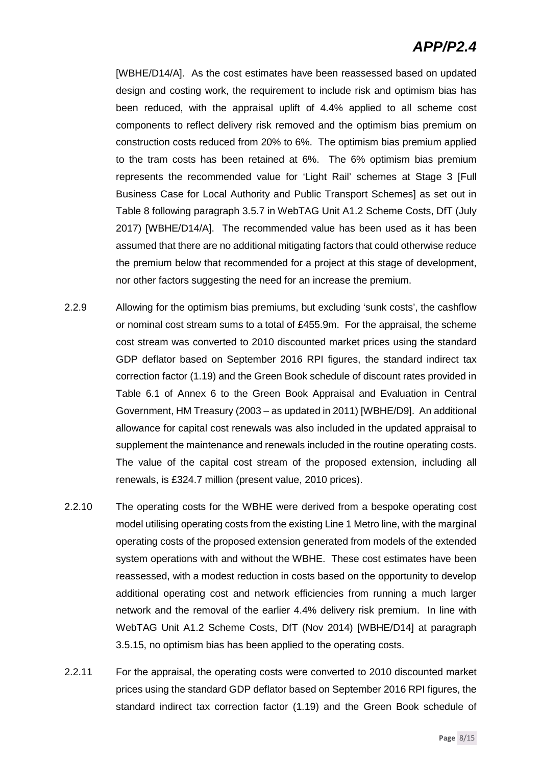[WBHE/D14/A]. As the cost estimates have been reassessed based on updated design and costing work, the requirement to include risk and optimism bias has been reduced, with the appraisal uplift of 4.4% applied to all scheme cost components to reflect delivery risk removed and the optimism bias premium on construction costs reduced from 20% to 6%. The optimism bias premium applied to the tram costs has been retained at 6%. The 6% optimism bias premium represents the recommended value for 'Light Rail' schemes at Stage 3 [Full Business Case for Local Authority and Public Transport Schemes] as set out in Table 8 following paragraph 3.5.7 in WebTAG Unit A1.2 Scheme Costs, DfT (July 2017) [WBHE/D14/A]. The recommended value has been used as it has been assumed that there are no additional mitigating factors that could otherwise reduce the premium below that recommended for a project at this stage of development, nor other factors suggesting the need for an increase the premium.

2.2.9 Allowing for the optimism bias premiums, but excluding 'sunk costs', the cashflow or nominal cost stream sums to a total of £455.9m. For the appraisal, the scheme cost stream was converted to 2010 discounted market prices using the standard GDP deflator based on September 2016 RPI figures, the standard indirect tax correction factor (1.19) and the Green Book schedule of discount rates provided in Table 6.1 of Annex 6 to the Green Book Appraisal and Evaluation in Central Government, HM Treasury (2003 – as updated in 2011) [WBHE/D9]. An additional allowance for capital cost renewals was also included in the updated appraisal to supplement the maintenance and renewals included in the routine operating costs. The value of the capital cost stream of the proposed extension, including all renewals, is £324.7 million (present value, 2010 prices).

2.2.10 The operating costs for the WBHE were derived from a bespoke operating cost model utilising operating costs from the existing Line 1 Metro line, with the marginal operating costs of the proposed extension generated from models of the extended system operations with and without the WBHE. These cost estimates have been reassessed, with a modest reduction in costs based on the opportunity to develop additional operating cost and network efficiencies from running a much larger network and the removal of the earlier 4.4% delivery risk premium. In line with WebTAG Unit A1.2 Scheme Costs, DfT (Nov 2014) [WBHE/D14] at paragraph 3.5.15, no optimism bias has been applied to the operating costs.

2.2.11 For the appraisal, the operating costs were converted to 2010 discounted market prices using the standard GDP deflator based on September 2016 RPI figures, the standard indirect tax correction factor (1.19) and the Green Book schedule of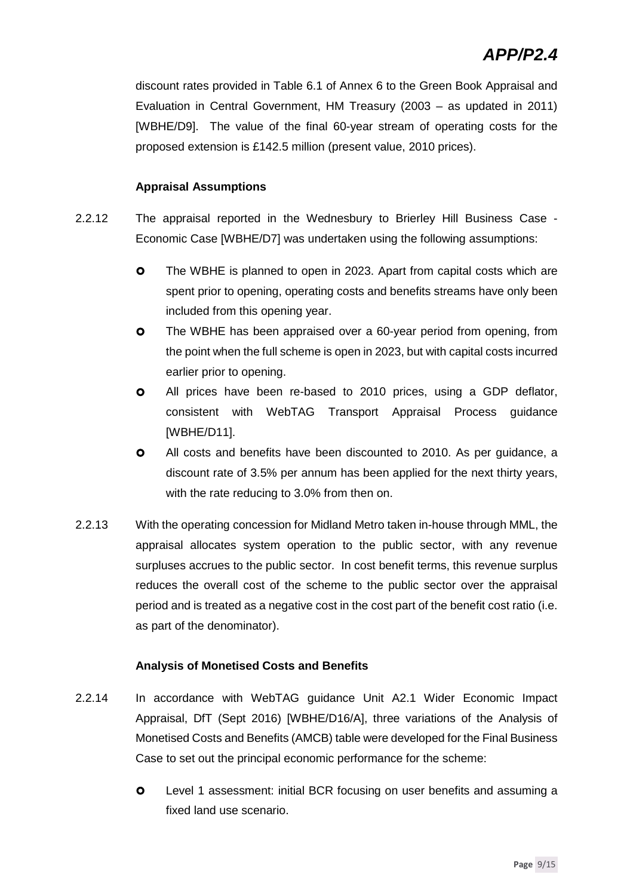discount rates provided in Table 6.1 of Annex 6 to the Green Book Appraisal and Evaluation in Central Government, HM Treasury (2003 – as updated in 2011) [WBHE/D9]. The value of the final 60-year stream of operating costs for the proposed extension is £142.5 million (present value, 2010 prices).

**Appraisal Assumptions**

2.2.12 The appraisal reported in the Wednesbury to Brierley Hill Business Case - Economic Case [WBHE/D7] was undertaken using the following assumptions:

- The WBHE is planned to open in 2023. Apart from capital costs which are spent prior to opening, operating costs and benefits streams have only been included from this opening year.
- The WBHE has been appraised over a 60-year period from opening, from the point when the full scheme is open in 2023, but with capital costs incurred earlier prior to opening.
- All prices have been re-based to 2010 prices, using a GDP deflator, consistent with WebTAG Transport Appraisal Process guidance [WBHE/D11].
- All costs and benefits have been discounted to 2010. As per guidance, a discount rate of 3.5% per annum has been applied for the next thirty years, with the rate reducing to 3.0% from then on.

2.2.13 With the operating concession for Midland Metro taken in-house through MML, the appraisal allocates system operation to the public sector, with any revenue surpluses accrues to the public sector. In cost benefit terms, this revenue surplus reduces the overall cost of the scheme to the public sector over the appraisal period and is treated as a negative cost in the cost part of the benefit cost ratio (i.e. as part of the denominator).

**Analysis of Monetised Costs and Benefits**

2.2.14 In accordance with WebTAG guidance Unit A2.1 Wider Economic Impact Appraisal, DfT (Sept 2016) [WBHE/D16/A], three variations of the Analysis of Monetised Costs and Benefits (AMCB) table were developed for the Final Business Case to set out the principal economic performance for the scheme:

- Level 1 assessment: initial BCR focusing on user benefits and assuming a fixed land use scenario.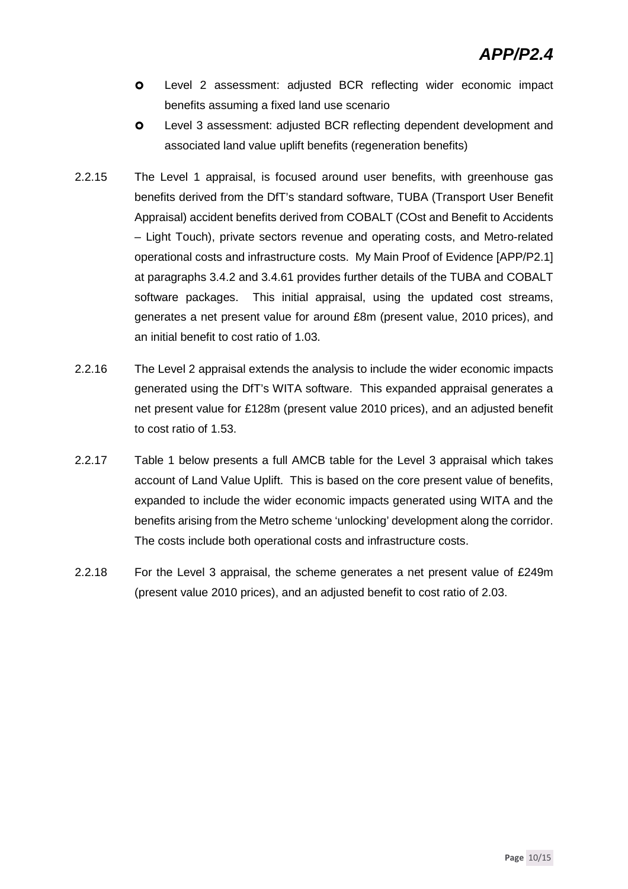- Level 2 assessment: adjusted BCR reflecting wider economic impact benefits assuming a fixed land use scenario
- Level 3 assessment: adjusted BCR reflecting dependent development and associated land value uplift benefits (regeneration benefits)

2.2.15 The Level 1 appraisal, is focused around user benefits, with greenhouse gas benefits derived from the DfT's standard software, TUBA (Transport User Benefit Appraisal) accident benefits derived from COBALT (COst and Benefit to Accidents – Light Touch), private sectors revenue and operating costs, and Metro-related operational costs and infrastructure costs. My Main Proof of Evidence [APP/P2.1] at paragraphs 3.4.2 and 3.4.61 provides further details of the TUBA and COBALT software packages. This initial appraisal, using the updated cost streams, generates a net present value for around £8m (present value, 2010 prices), and an initial benefit to cost ratio of 1.03.

2.2.16 The Level 2 appraisal extends the analysis to include the wider economic impacts generated using the DfT's WITA software. This expanded appraisal generates a net present value for £128m (present value 2010 prices), and an adjusted benefit to cost ratio of 1.53.

2.2.17 Table 1 below presents a full AMCB table for the Level 3 appraisal which takes account of Land Value Uplift. This is based on the core present value of benefits, expanded to include the wider economic impacts generated using WITA and the benefits arising from the Metro scheme 'unlocking' development along the corridor. The costs include both operational costs and infrastructure costs.

2.2.18 For the Level 3 appraisal, the scheme generates a net present value of £249m (present value 2010 prices), and an adjusted benefit to cost ratio of 2.03.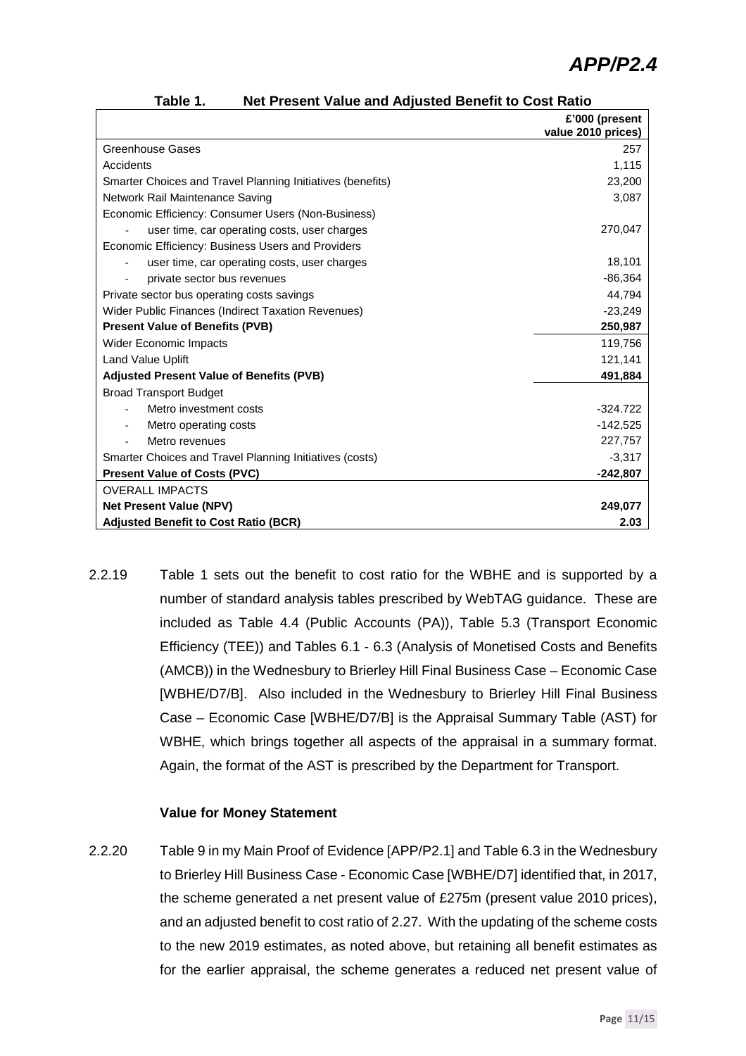**APP/P2.4**

**Table 1. Net Present Value and Adjusted Benefit to Cost Ratio**

| | £'000 (present value 2010 prices) |
|---|---|
| Greenhouse Gases | 257 |
| Accidents | 1,115 |
| Smarter Choices and Travel Planning Initiatives (benefits) | 23,200 |
| Network Rail Maintenance Saving | 3,087 |
| Economic Efficiency: Consumer Users (Non-Business) | |
| - user time, car operating costs, user charges | 270,047 |
| Economic Efficiency: Business Users and Providers | |
| - user time, car operating costs, user charges | 18,101 |
| - private sector bus revenues | -86,364 |
| Private sector bus operating costs savings | 44,794 |
| Wider Public Finances (Indirect Taxation Revenues) | -23,249 |
| **Present Value of Benefits (PVB)** | **250,987** |
| Wider Economic Impacts | 119,756 |
| Land Value Uplift | 121,141 |
| **Adjusted Present Value of Benefits (PVB)** | **491,884** |
| Broad Transport Budget | |
| - Metro investment costs | -324.722 |
| - Metro operating costs | -142,525 |
| - Metro revenues | 227,757 |
| Smarter Choices and Travel Planning Initiatives (costs) | -3,317 |
| **Present Value of Costs (PVC)** | **-242,807** |
| OVERALL IMPACTS | |
| **Net Present Value (NPV)** | **249,077** |
| **Adjusted Benefit to Cost Ratio (BCR)** | **2.03** |

2.2.19 Table 1 sets out the benefit to cost ratio for the WBHE and is supported by a number of standard analysis tables prescribed by WebTAG guidance. These are included as Table 4.4 (Public Accounts (PA)), Table 5.3 (Transport Economic Efficiency (TEE)) and Tables 6.1 - 6.3 (Analysis of Monetised Costs and Benefits (AMCB)) in the Wednesbury to Brierley Hill Final Business Case – Economic Case [WBHE/D7/B]. Also included in the Wednesbury to Brierley Hill Final Business Case – Economic Case [WBHE/D7/B] is the Appraisal Summary Table (AST) for WBHE, which brings together all aspects of the appraisal in a summary format. Again, the format of the AST is prescribed by the Department for Transport.

**Value for Money Statement**

2.2.20 Table 9 in my Main Proof of Evidence [APP/P2.1] and Table 6.3 in the Wednesbury to Brierley Hill Business Case - Economic Case [WBHE/D7] identified that, in 2017, the scheme generated a net present value of £275m (present value 2010 prices), and an adjusted benefit to cost ratio of 2.27. With the updating of the scheme costs to the new 2019 estimates, as noted above, but retaining all benefit estimates as for the earlier appraisal, the scheme generates a reduced net present value of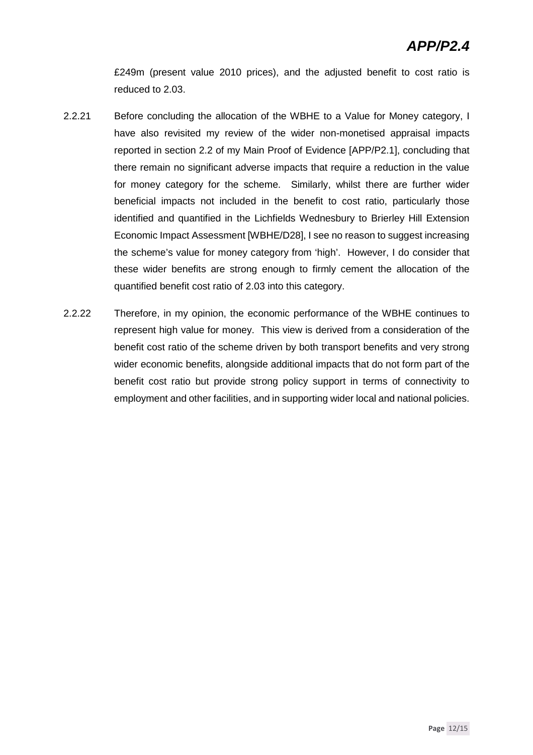£249m (present value 2010 prices), and the adjusted benefit to cost ratio is reduced to 2.03.

2.2.21 Before concluding the allocation of the WBHE to a Value for Money category, I have also revisited my review of the wider non-monetised appraisal impacts reported in section 2.2 of my Main Proof of Evidence [APP/P2.1], concluding that there remain no significant adverse impacts that require a reduction in the value for money category for the scheme. Similarly, whilst there are further wider beneficial impacts not included in the benefit to cost ratio, particularly those identified and quantified in the Lichfields Wednesbury to Brierley Hill Extension Economic Impact Assessment [WBHE/D28], I see no reason to suggest increasing the scheme's value for money category from 'high'. However, I do consider that these wider benefits are strong enough to firmly cement the allocation of the quantified benefit cost ratio of 2.03 into this category.

2.2.22 Therefore, in my opinion, the economic performance of the WBHE continues to represent high value for money. This view is derived from a consideration of the benefit cost ratio of the scheme driven by both transport benefits and very strong wider economic benefits, alongside additional impacts that do not form part of the benefit cost ratio but provide strong policy support in terms of connectivity to employment and other facilities, and in supporting wider local and national policies.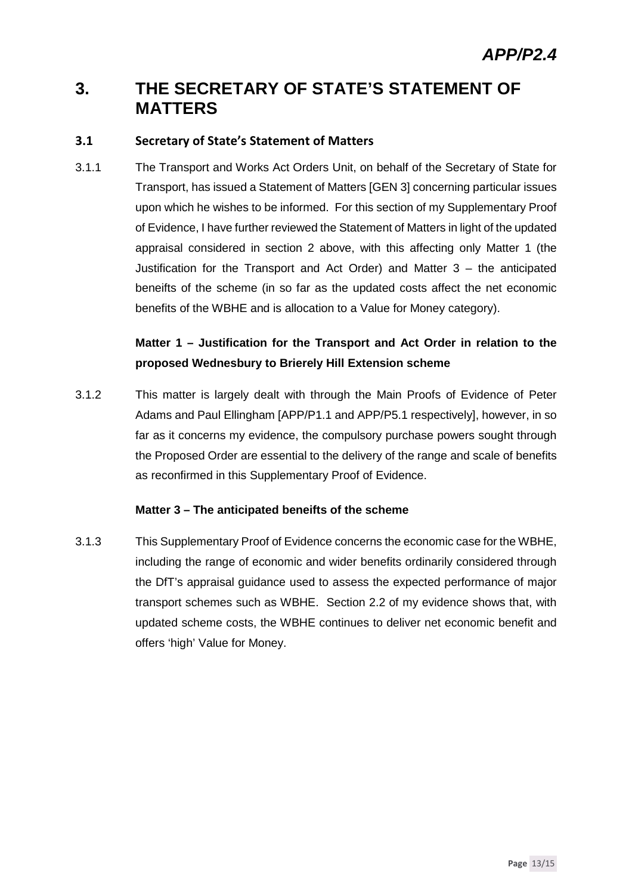# 3. THE SECRETARY OF STATE'S STATEMENT OF MATTERS

## 3.1 Secretary of State's Statement of Matters

3.1.1 The Transport and Works Act Orders Unit, on behalf of the Secretary of State for Transport, has issued a Statement of Matters [GEN 3] concerning particular issues upon which he wishes to be informed. For this section of my Supplementary Proof of Evidence, I have further reviewed the Statement of Matters in light of the updated appraisal considered in section 2 above, with this affecting only Matter 1 (the Justification for the Transport and Act Order) and Matter 3 – the anticipated beneifts of the scheme (in so far as the updated costs affect the net economic benefits of the WBHE and is allocation to a Value for Money category).

**Matter 1 – Justification for the Transport and Act Order in relation to the proposed Wednesbury to Brierely Hill Extension scheme**

3.1.2 This matter is largely dealt with through the Main Proofs of Evidence of Peter Adams and Paul Ellingham [APP/P1.1 and APP/P5.1 respectively], however, in so far as it concerns my evidence, the compulsory purchase powers sought through the Proposed Order are essential to the delivery of the range and scale of benefits as reconfirmed in this Supplementary Proof of Evidence.

**Matter 3 – The anticipated beneifts of the scheme**

3.1.3 This Supplementary Proof of Evidence concerns the economic case for the WBHE, including the range of economic and wider benefits ordinarily considered through the DfT's appraisal guidance used to assess the expected performance of major transport schemes such as WBHE. Section 2.2 of my evidence shows that, with updated scheme costs, the WBHE continues to deliver net economic benefit and offers 'high' Value for Money.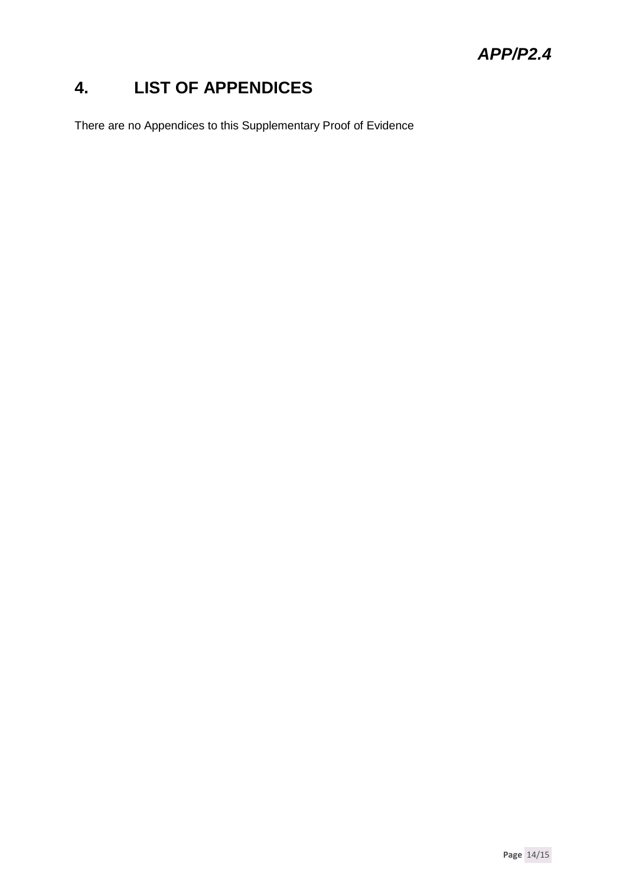# 4. LIST OF APPENDICES

There are no Appendices to this Supplementary Proof of Evidence